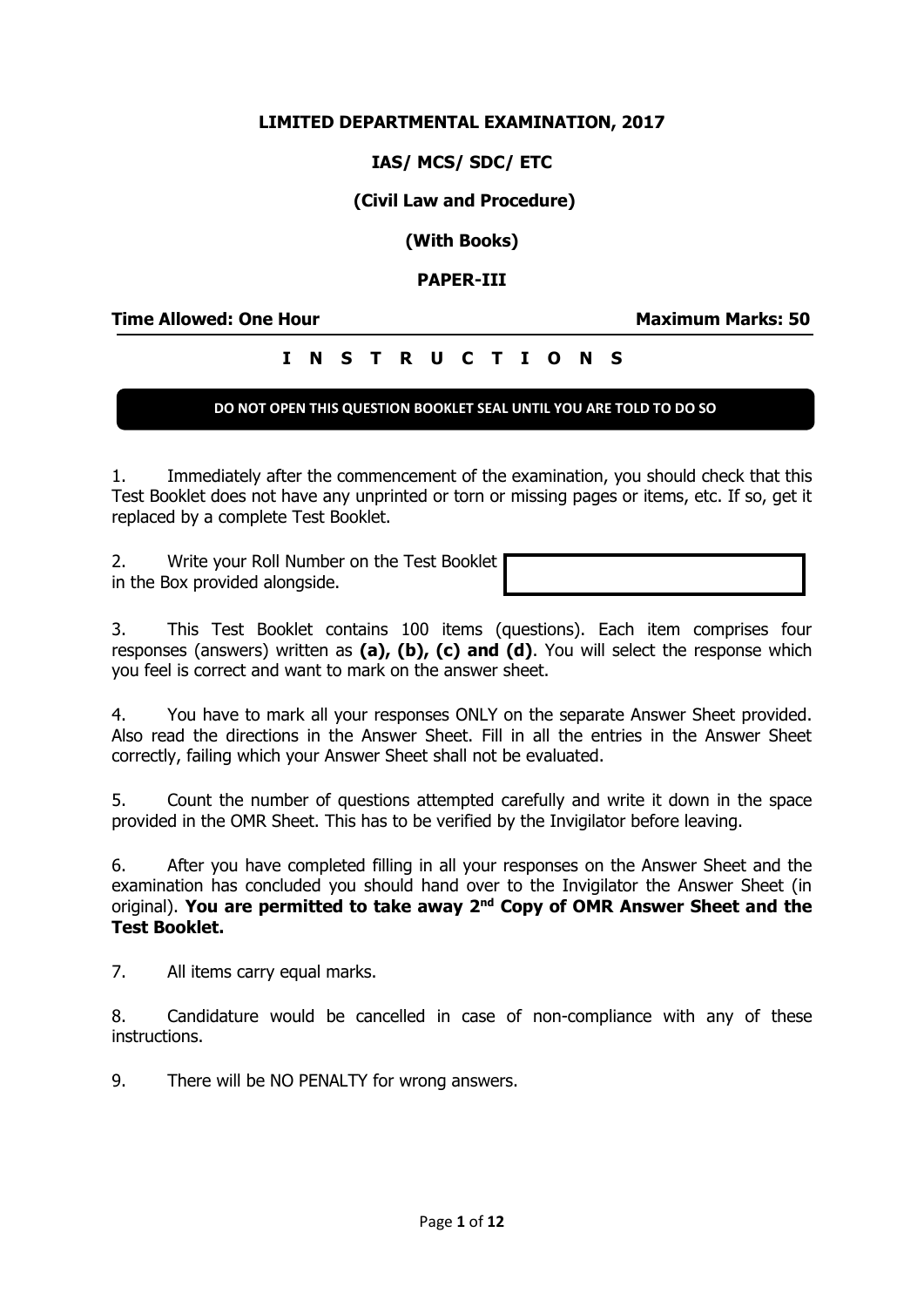# LIMITED DEPARTMENTAL EXAMINATION, 2017

## IAS/ MCS/ SDC/ ETC

## (Civil Law and Procedure)

## (With Books)

## PAPER-III

**Time Allowed: One Hour** **Maximum Marks: 50**

## I N S T R U C T I O N S

**DO NOT OPEN THIS QUESTION BOOKLET SEAL UNTIL YOU ARE TOLD TO DO SO**

1. Immediately after the commencement of the examination, you should check that this Test Booklet does not have any unprinted or torn or missing pages or items, etc. If so, get it replaced by a complete Test Booklet.

2. Write your Roll Number on the Test Booklet in the Box provided alongside.

3. This Test Booklet contains 100 items (questions). Each item comprises four responses (answers) written as **(a), (b), (c) and (d)**. You will select the response which you feel is correct and want to mark on the answer sheet.

4. You have to mark all your responses ONLY on the separate Answer Sheet provided. Also read the directions in the Answer Sheet. Fill in all the entries in the Answer Sheet correctly, failing which your Answer Sheet shall not be evaluated.

5. Count the number of questions attempted carefully and write it down in the space provided in the OMR Sheet. This has to be verified by the Invigilator before leaving.

6. After you have completed filling in all your responses on the Answer Sheet and the examination has concluded you should hand over to the Invigilator the Answer Sheet (in original). **You are permitted to take away 2nd Copy of OMR Answer Sheet and the Test Booklet.**

7. All items carry equal marks.

8. Candidature would be cancelled in case of non-compliance with any of these instructions.

9. There will be NO PENALTY for wrong answers.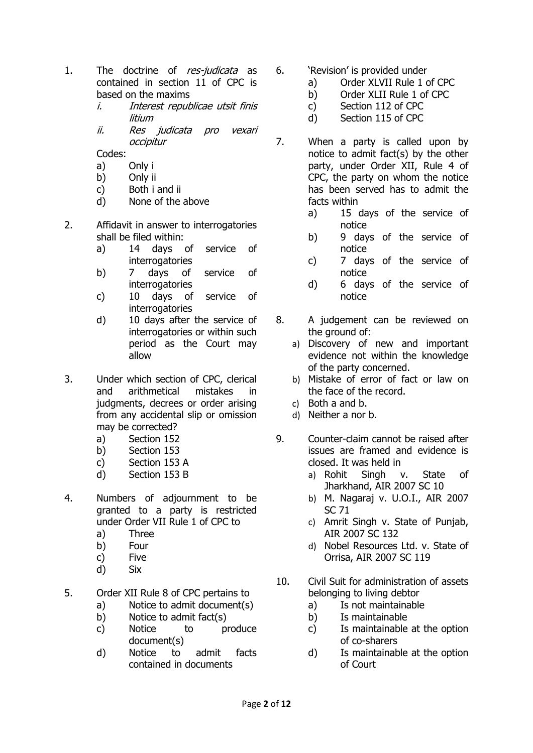1. The doctrine of *res-judicata* as contained in section 11 of CPC is based on the maxims
   i. *Interest republicae utsit finis litium*
   ii. *Res judicata pro vexari occipitur*

   Codes:
   a) Only i
   b) Only ii
   c) Both i and ii
   d) None of the above

2. Affidavit in answer to interrogatories shall be filed within:
   a) 14 days of service of interrogatories
   b) 7 days of service of interrogatories
   c) 10 days of service of interrogatories
   d) 10 days after the service of interrogatories or within such period as the Court may allow

3. Under which section of CPC, clerical and arithmetical mistakes in judgments, decrees or order arising from any accidental slip or omission may be corrected?
   a) Section 152
   b) Section 153
   c) Section 153 A
   d) Section 153 B

4. Numbers of adjournment to be granted to a party is restricted under Order VII Rule 1 of CPC to
   a) Three
   b) Four
   c) Five
   d) Six

5. Order XII Rule 8 of CPC pertains to
   a) Notice to admit document(s)
   b) Notice to admit fact(s)
   c) Notice to produce document(s)
   d) Notice to admit facts contained in documents

6. 'Revision' is provided under
   a) Order XLVII Rule 1 of CPC
   b) Order XLII Rule 1 of CPC
   c) Section 112 of CPC
   d) Section 115 of CPC

7. When a party is called upon by notice to admit fact(s) by the other party, under Order XII, Rule 4 of CPC, the party on whom the notice has been served has to admit the facts within
   a) 15 days of the service of notice
   b) 9 days of the service of notice
   c) 7 days of the service of notice
   d) 6 days of the service of notice

8. A judgement can be reviewed on the ground of:
   a) Discovery of new and important evidence not within the knowledge of the party concerned.
   b) Mistake of error of fact or law on the face of the record.
   c) Both a and b.
   d) Neither a nor b.

9. Counter-claim cannot be raised after issues are framed and evidence is closed. It was held in
   a) Rohit Singh v. State of Jharkhand, AIR 2007 SC 10
   b) M. Nagaraj v. U.O.I., AIR 2007 SC 71
   c) Amrit Singh v. State of Punjab, AIR 2007 SC 132
   d) Nobel Resources Ltd. v. State of Orrisa, AIR 2007 SC 119

10. Civil Suit for administration of assets belonging to living debtor
    a) Is not maintainable
    b) Is maintainable
    c) Is maintainable at the option of co-sharers
    d) Is maintainable at the option of Court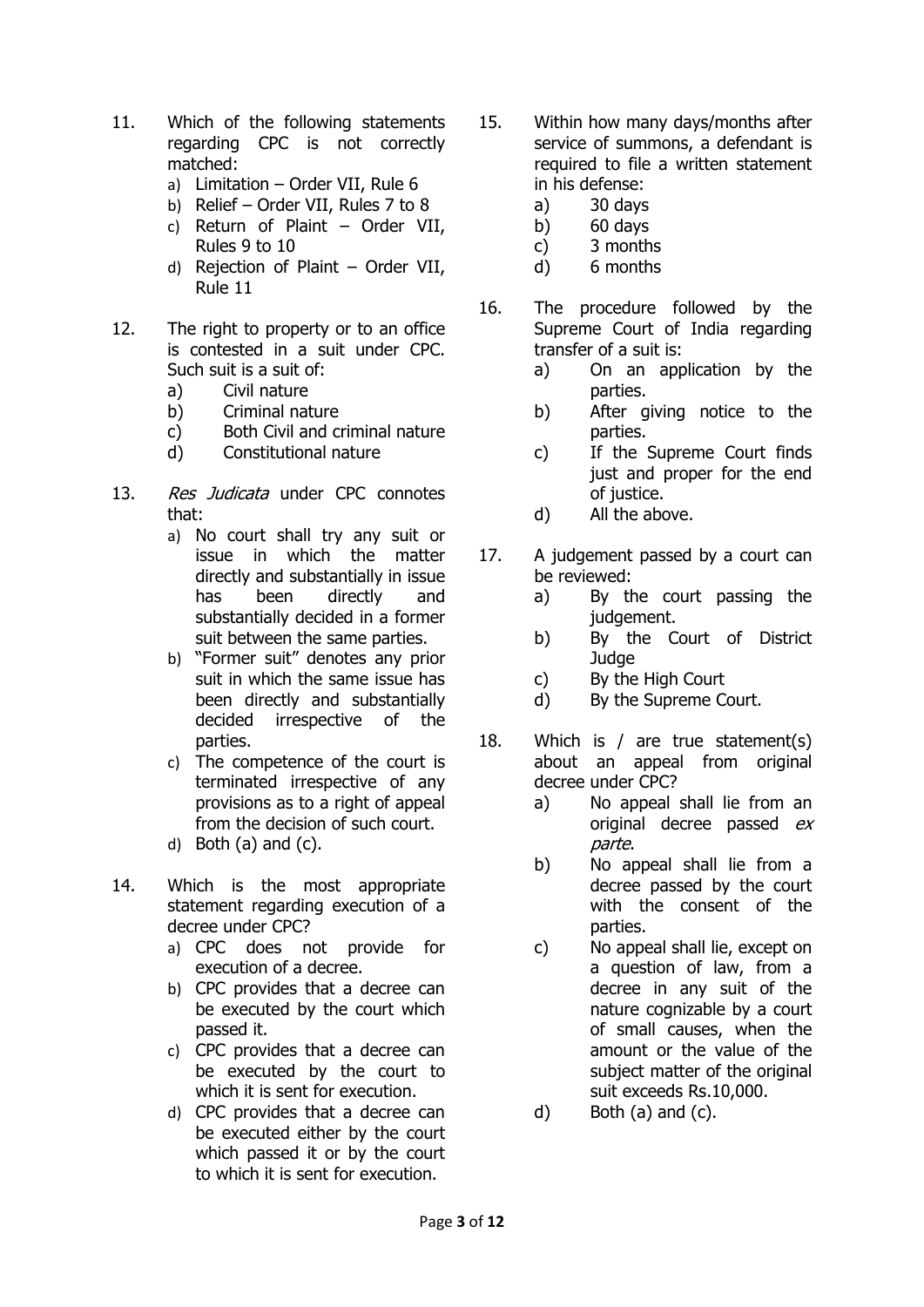11. Which of the following statements regarding CPC is not correctly matched:
    a) Limitation – Order VII, Rule 6
    b) Relief – Order VII, Rules 7 to 8
    c) Return of Plaint – Order VII, Rules 9 to 10
    d) Rejection of Plaint – Order VII, Rule 11

12. The right to property or to an office is contested in a suit under CPC. Such suit is a suit of:
    a) Civil nature
    b) Criminal nature
    c) Both Civil and criminal nature
    d) Constitutional nature

13. *Res Judicata* under CPC connotes that:
    a) No court shall try any suit or issue in which the matter directly and substantially in issue has been directly and substantially decided in a former suit between the same parties.
    b) "Former suit" denotes any prior suit in which the same issue has been directly and substantially decided irrespective of the parties.
    c) The competence of the court is terminated irrespective of any provisions as to a right of appeal from the decision of such court.
    d) Both (a) and (c).

14. Which is the most appropriate statement regarding execution of a decree under CPC?
    a) CPC does not provide for execution of a decree.
    b) CPC provides that a decree can be executed by the court which passed it.
    c) CPC provides that a decree can be executed by the court to which it is sent for execution.
    d) CPC provides that a decree can be executed either by the court which passed it or by the court to which it is sent for execution.

15. Within how many days/months after service of summons, a defendant is required to file a written statement in his defense:
    a) 30 days
    b) 60 days
    c) 3 months
    d) 6 months

16. The procedure followed by the Supreme Court of India regarding transfer of a suit is:
    a) On an application by the parties.
    b) After giving notice to the parties.
    c) If the Supreme Court finds just and proper for the end of justice.
    d) All the above.

17. A judgement passed by a court can be reviewed:
    a) By the court passing the judgement.
    b) By the Court of District Judge
    c) By the High Court
    d) By the Supreme Court.

18. Which is / are true statement(s) about an appeal from original decree under CPC?
    a) No appeal shall lie from an original decree passed *ex parte*.
    b) No appeal shall lie from a decree passed by the court with the consent of the parties.
    c) No appeal shall lie, except on a question of law, from a decree in any suit of the nature cognizable by a court of small causes, when the amount or the value of the subject matter of the original suit exceeds Rs.10,000.
    d) Both (a) and (c).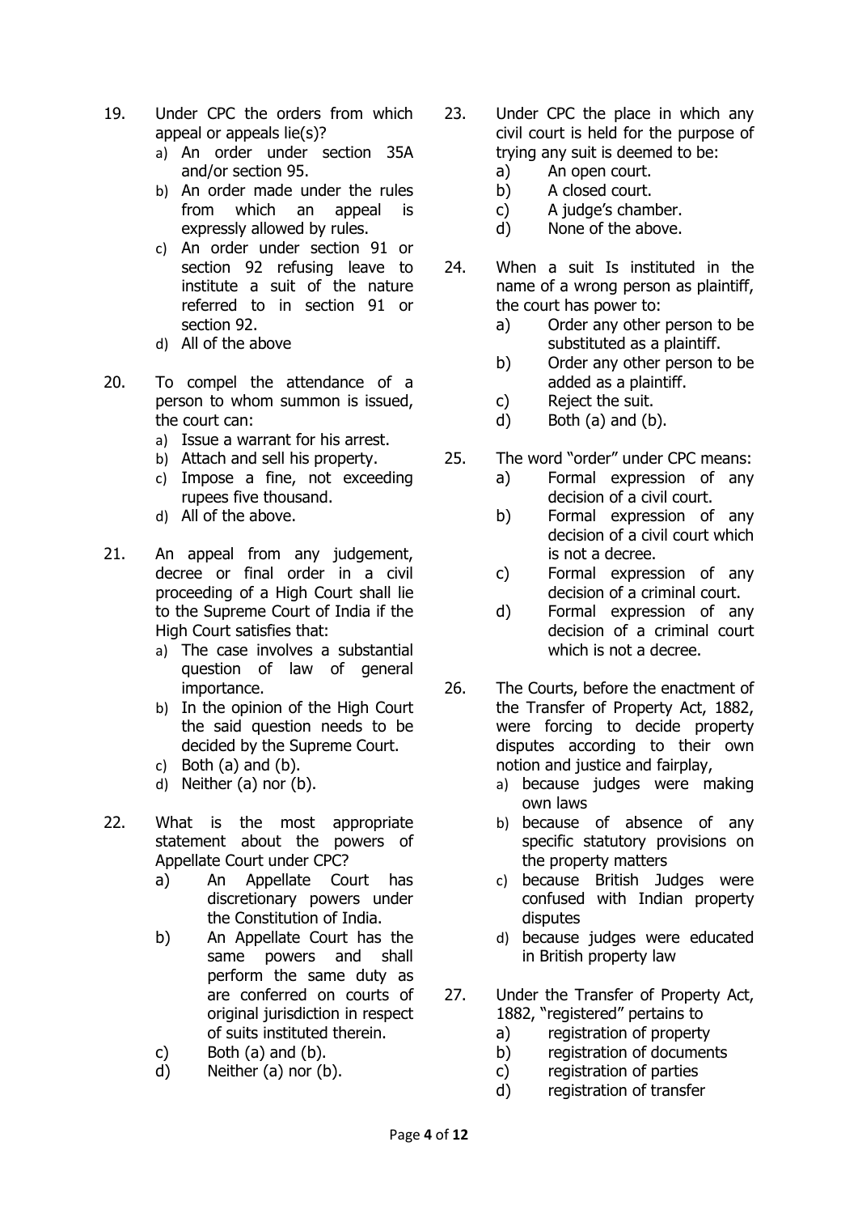19. Under CPC the orders from which appeal or appeals lie(s)?
    a) An order under section 35A and/or section 95.
    b) An order made under the rules from which an appeal is expressly allowed by rules.
    c) An order under section 91 or section 92 refusing leave to institute a suit of the nature referred to in section 91 or section 92.
    d) All of the above

20. To compel the attendance of a person to whom summon is issued, the court can:
    a) Issue a warrant for his arrest.
    b) Attach and sell his property.
    c) Impose a fine, not exceeding rupees five thousand.
    d) All of the above.

21. An appeal from any judgement, decree or final order in a civil proceeding of a High Court shall lie to the Supreme Court of India if the High Court satisfies that:
    a) The case involves a substantial question of law of general importance.
    b) In the opinion of the High Court the said question needs to be decided by the Supreme Court.
    c) Both (a) and (b).
    d) Neither (a) nor (b).

22. What is the most appropriate statement about the powers of Appellate Court under CPC?
    a) An Appellate Court has discretionary powers under the Constitution of India.
    b) An Appellate Court has the same powers and shall perform the same duty as are conferred on courts of original jurisdiction in respect of suits instituted therein.
    c) Both (a) and (b).
    d) Neither (a) nor (b).

23. Under CPC the place in which any civil court is held for the purpose of trying any suit is deemed to be:
    a) An open court.
    b) A closed court.
    c) A judge's chamber.
    d) None of the above.

24. When a suit Is instituted in the name of a wrong person as plaintiff, the court has power to:
    a) Order any other person to be substituted as a plaintiff.
    b) Order any other person to be added as a plaintiff.
    c) Reject the suit.
    d) Both (a) and (b).

25. The word "order" under CPC means:
    a) Formal expression of any decision of a civil court.
    b) Formal expression of any decision of a civil court which is not a decree.
    c) Formal expression of any decision of a criminal court.
    d) Formal expression of any decision of a criminal court which is not a decree.

26. The Courts, before the enactment of the Transfer of Property Act, 1882, were forcing to decide property disputes according to their own notion and justice and fairplay,
    a) because judges were making own laws
    b) because of absence of any specific statutory provisions on the property matters
    c) because British Judges were confused with Indian property disputes
    d) because judges were educated in British property law

27. Under the Transfer of Property Act, 1882, "registered" pertains to
    a) registration of property
    b) registration of documents
    c) registration of parties
    d) registration of transfer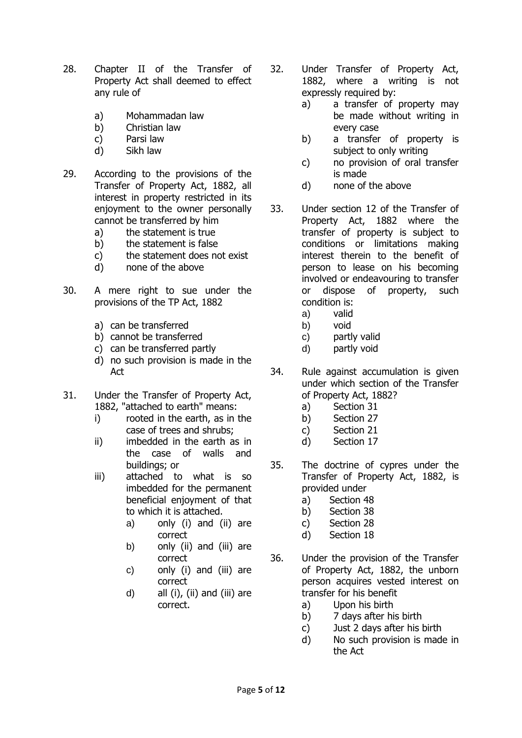28. Chapter II of the Transfer of Property Act shall deemed to effect any rule of

    a) Mohammadan law
    b) Christian law
    c) Parsi law
    d) Sikh law

29. According to the provisions of the Transfer of Property Act, 1882, all interest in property restricted in its enjoyment to the owner personally cannot be transferred by him
    a) the statement is true
    b) the statement is false
    c) the statement does not exist
    d) none of the above

30. A mere right to sue under the provisions of the TP Act, 1882

    a) can be transferred
    b) cannot be transferred
    c) can be transferred partly
    d) no such provision is made in the Act

31. Under the Transfer of Property Act, 1882, "attached to earth" means:
    i) rooted in the earth, as in the case of trees and shrubs;
    ii) imbedded in the earth as in the case of walls and buildings; or
    iii) attached to what is so imbedded for the permanent beneficial enjoyment of that to which it is attached.
        a) only (i) and (ii) are correct
        b) only (ii) and (iii) are correct
        c) only (i) and (iii) are correct
        d) all (i), (ii) and (iii) are correct.

32. Under Transfer of Property Act, 1882, where a writing is not expressly required by:
    a) a transfer of property may be made without writing in every case
    b) a transfer of property is subject to only writing
    c) no provision of oral transfer is made
    d) none of the above

33. Under section 12 of the Transfer of Property Act, 1882 where the transfer of property is subject to conditions or limitations making interest therein to the benefit of person to lease on his becoming involved or endeavouring to transfer or dispose of property, such condition is:
    a) valid
    b) void
    c) partly valid
    d) partly void

34. Rule against accumulation is given under which section of the Transfer of Property Act, 1882?
    a) Section 31
    b) Section 27
    c) Section 21
    d) Section 17

35. The doctrine of cypres under the Transfer of Property Act, 1882, is provided under
    a) Section 48
    b) Section 38
    c) Section 28
    d) Section 18

36. Under the provision of the Transfer of Property Act, 1882, the unborn person acquires vested interest on transfer for his benefit
    a) Upon his birth
    b) 7 days after his birth
    c) Just 2 days after his birth
    d) No such provision is made in the Act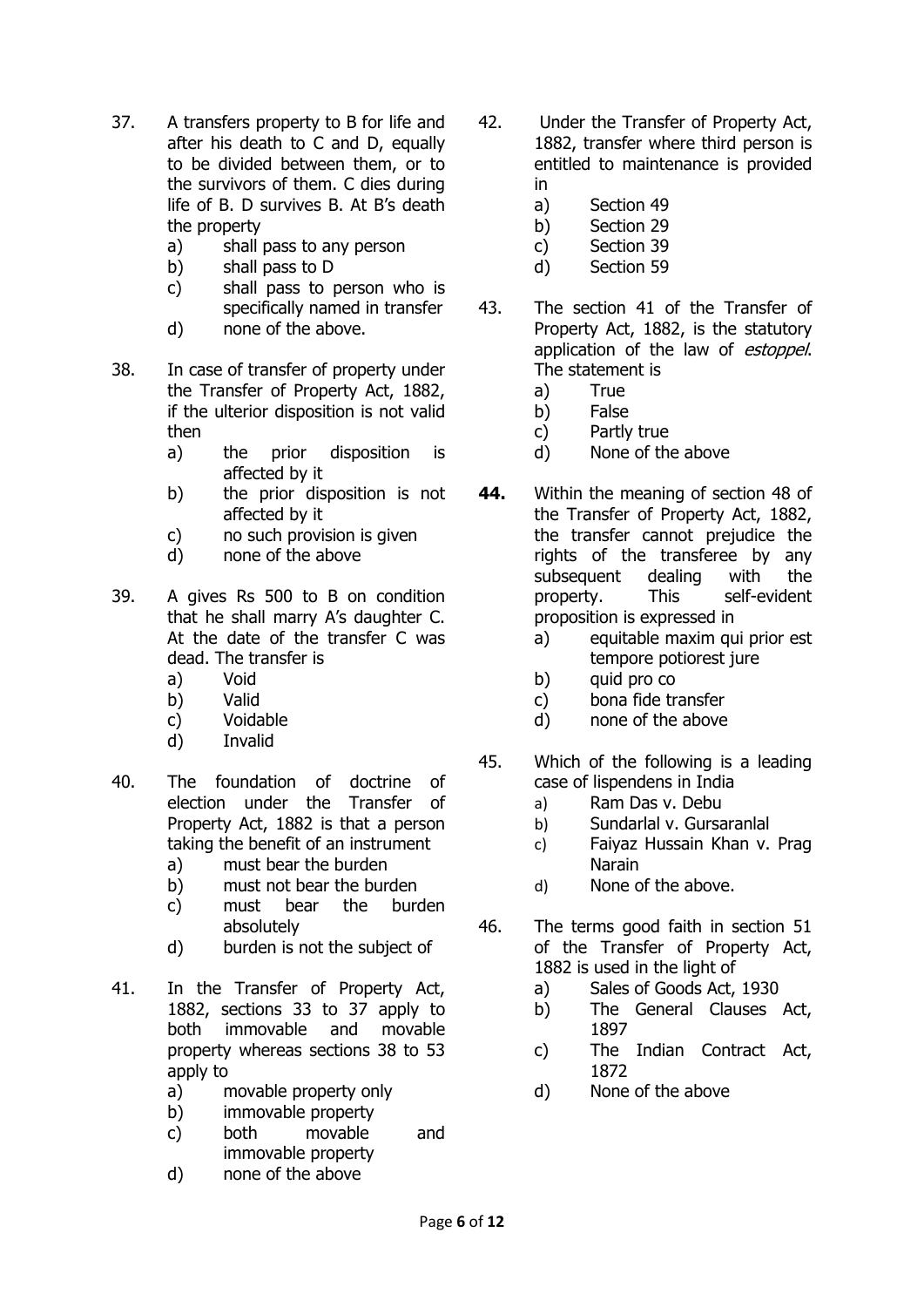37. A transfers property to B for life and after his death to C and D, equally to be divided between them, or to the survivors of them. C dies during life of B. D survives B. At B's death the property
    a) shall pass to any person
    b) shall pass to D
    c) shall pass to person who is specifically named in transfer
    d) none of the above.

38. In case of transfer of property under the Transfer of Property Act, 1882, if the ulterior disposition is not valid then
    a) the prior disposition is affected by it
    b) the prior disposition is not affected by it
    c) no such provision is given
    d) none of the above

39. A gives Rs 500 to B on condition that he shall marry A's daughter C. At the date of the transfer C was dead. The transfer is
    a) Void
    b) Valid
    c) Voidable
    d) Invalid

40. The foundation of doctrine of election under the Transfer of Property Act, 1882 is that a person taking the benefit of an instrument
    a) must bear the burden
    b) must not bear the burden
    c) must bear the burden absolutely
    d) burden is not the subject of

41. In the Transfer of Property Act, 1882, sections 33 to 37 apply to both immovable and movable property whereas sections 38 to 53 apply to
    a) movable property only
    b) immovable property
    c) both movable and immovable property
    d) none of the above

42. Under the Transfer of Property Act, 1882, transfer where third person is entitled to maintenance is provided in
    a) Section 49
    b) Section 29
    c) Section 39
    d) Section 59

43. The section 41 of the Transfer of Property Act, 1882, is the statutory application of the law of *estoppel*. The statement is
    a) True
    b) False
    c) Partly true
    d) None of the above

**44.** Within the meaning of section 48 of the Transfer of Property Act, 1882, the transfer cannot prejudice the rights of the transferee by any subsequent dealing with the property. This self-evident proposition is expressed in
    a) equitable maxim qui prior est tempore potiorest jure
    b) quid pro co
    c) bona fide transfer
    d) none of the above

45. Which of the following is a leading case of lispendens in India
    a) Ram Das v. Debu
    b) Sundarlal v. Gursaranlal
    c) Faiyaz Hussain Khan v. Prag Narain
    d) None of the above.

46. The terms good faith in section 51 of the Transfer of Property Act, 1882 is used in the light of
    a) Sales of Goods Act, 1930
    b) The General Clauses Act, 1897
    c) The Indian Contract Act, 1872
    d) None of the above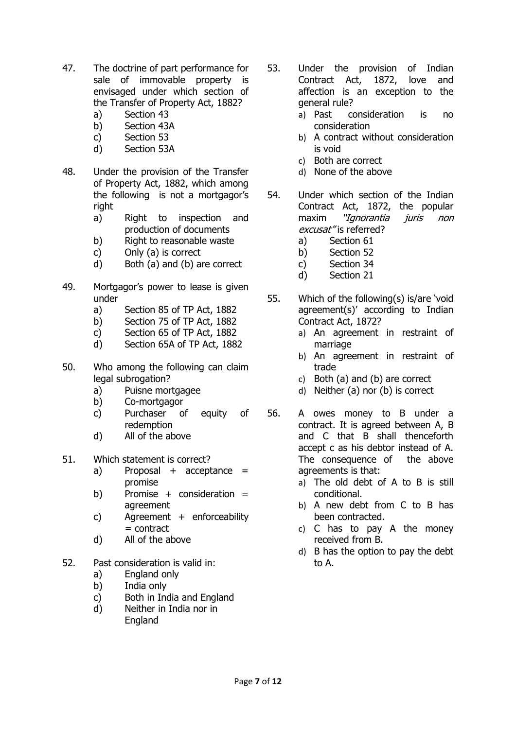47. The doctrine of part performance for sale of immovable property is envisaged under which section of the Transfer of Property Act, 1882?
    a) Section 43
    b) Section 43A
    c) Section 53
    d) Section 53A

48. Under the provision of the Transfer of Property Act, 1882, which among the following is not a mortgagor's right
    a) Right to inspection and production of documents
    b) Right to reasonable waste
    c) Only (a) is correct
    d) Both (a) and (b) are correct

49. Mortgagor's power to lease is given under
    a) Section 85 of TP Act, 1882
    b) Section 75 of TP Act, 1882
    c) Section 65 of TP Act, 1882
    d) Section 65A of TP Act, 1882

50. Who among the following can claim legal subrogation?
    a) Puisne mortgagee
    b) Co-mortgagor
    c) Purchaser of equity of redemption
    d) All of the above

51. Which statement is correct?
    a) Proposal + acceptance = promise
    b) Promise + consideration = agreement
    c) Agreement + enforceability = contract
    d) All of the above

52. Past consideration is valid in:
    a) England only
    b) India only
    c) Both in India and England
    d) Neither in India nor in England

53. Under the provision of Indian Contract Act, 1872, love and affection is an exception to the general rule?
    a) Past consideration is no consideration
    b) A contract without consideration is void
    c) Both are correct
    d) None of the above

54. Under which section of the Indian Contract Act, 1872, the popular maxim *"Ignorantia juris non excusat"* is referred?
    a) Section 61
    b) Section 52
    c) Section 34
    d) Section 21

55. Which of the following(s) is/are 'void agreement(s)' according to Indian Contract Act, 1872?
    a) An agreement in restraint of marriage
    b) An agreement in restraint of trade
    c) Both (a) and (b) are correct
    d) Neither (a) nor (b) is correct

56. A owes money to B under a contract. It is agreed between A, B and C that B shall thenceforth accept c as his debtor instead of A. The consequence of the above agreements is that:
    a) The old debt of A to B is still conditional.
    b) A new debt from C to B has been contracted.
    c) C has to pay A the money received from B.
    d) B has the option to pay the debt to A.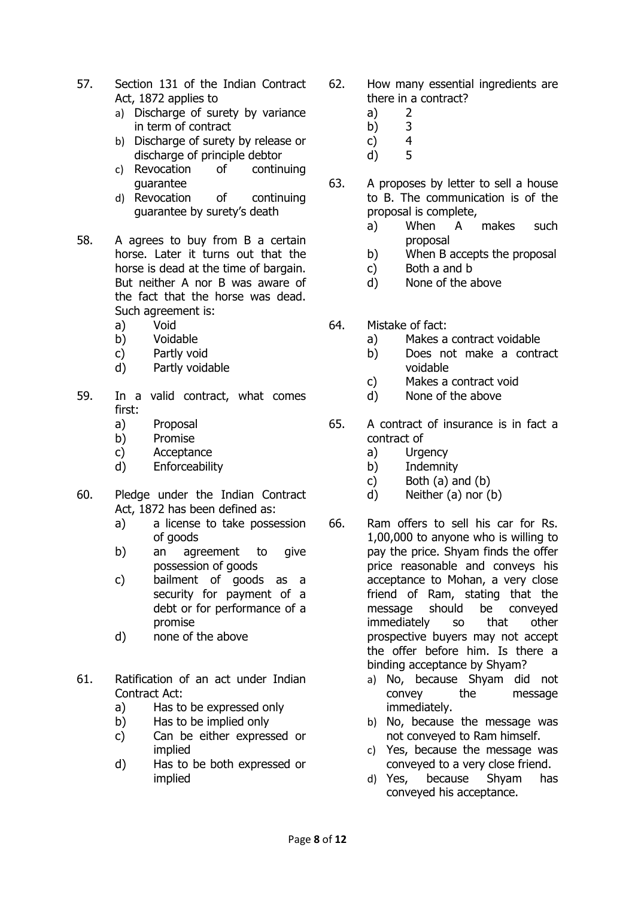57. Section 131 of the Indian Contract Act, 1872 applies to
    a) Discharge of surety by variance in term of contract
    b) Discharge of surety by release or discharge of principle debtor
    c) Revocation of continuing guarantee
    d) Revocation of continuing guarantee by surety's death

58. A agrees to buy from B a certain horse. Later it turns out that the horse is dead at the time of bargain. But neither A nor B was aware of the fact that the horse was dead. Such agreement is:
    a) Void
    b) Voidable
    c) Partly void
    d) Partly voidable

59. In a valid contract, what comes first:
    a) Proposal
    b) Promise
    c) Acceptance
    d) Enforceability

60. Pledge under the Indian Contract Act, 1872 has been defined as:
    a) a license to take possession of goods
    b) an agreement to give possession of goods
    c) bailment of goods as a security for payment of a debt or for performance of a promise
    d) none of the above

61. Ratification of an act under Indian Contract Act:
    a) Has to be expressed only
    b) Has to be implied only
    c) Can be either expressed or implied
    d) Has to be both expressed or implied

62. How many essential ingredients are there in a contract?
    a) 2
    b) 3
    c) 4
    d) 5

63. A proposes by letter to sell a house to B. The communication is of the proposal is complete,
    a) When A makes such proposal
    b) When B accepts the proposal
    c) Both a and b
    d) None of the above

64. Mistake of fact:
    a) Makes a contract voidable
    b) Does not make a contract voidable
    c) Makes a contract void
    d) None of the above

65. A contract of insurance is in fact a contract of
    a) Urgency
    b) Indemnity
    c) Both (a) and (b)
    d) Neither (a) nor (b)

66. Ram offers to sell his car for Rs. 1,00,000 to anyone who is willing to pay the price. Shyam finds the offer price reasonable and conveys his acceptance to Mohan, a very close friend of Ram, stating that the message should be conveyed immediately so that other prospective buyers may not accept the offer before him. Is there a binding acceptance by Shyam?
    a) No, because Shyam did not convey the message immediately.
    b) No, because the message was not conveyed to Ram himself.
    c) Yes, because the message was conveyed to a very close friend.
    d) Yes, because Shyam has conveyed his acceptance.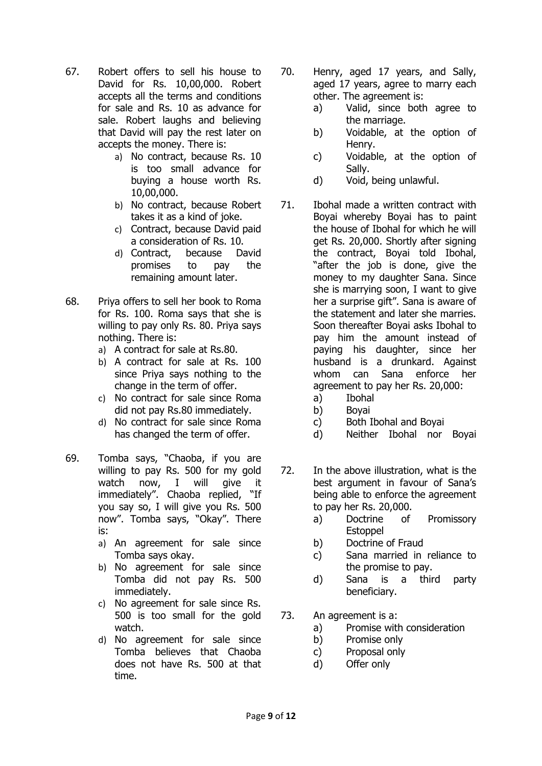67. Robert offers to sell his house to David for Rs. 10,00,000. Robert accepts all the terms and conditions for sale and Rs. 10 as advance for sale. Robert laughs and believing that David will pay the rest later on accepts the money. There is:
    a) No contract, because Rs. 10 is too small advance for buying a house worth Rs. 10,00,000.
    b) No contract, because Robert takes it as a kind of joke.
    c) Contract, because David paid a consideration of Rs. 10.
    d) Contract, because David promises to pay the remaining amount later.

68. Priya offers to sell her book to Roma for Rs. 100. Roma says that she is willing to pay only Rs. 80. Priya says nothing. There is:
    a) A contract for sale at Rs.80.
    b) A contract for sale at Rs. 100 since Priya says nothing to the change in the term of offer.
    c) No contract for sale since Roma did not pay Rs.80 immediately.
    d) No contract for sale since Roma has changed the term of offer.

69. Tomba says, "Chaoba, if you are willing to pay Rs. 500 for my gold watch now, I will give it immediately". Chaoba replied, "If you say so, I will give you Rs. 500 now". Tomba says, "Okay". There is:
    a) An agreement for sale since Tomba says okay.
    b) No agreement for sale since Tomba did not pay Rs. 500 immediately.
    c) No agreement for sale since Rs. 500 is too small for the gold watch.
    d) No agreement for sale since Tomba believes that Chaoba does not have Rs. 500 at that time.

70. Henry, aged 17 years, and Sally, aged 17 years, agree to marry each other. The agreement is:
    a) Valid, since both agree to the marriage.
    b) Voidable, at the option of Henry.
    c) Voidable, at the option of Sally.
    d) Void, being unlawful.

71. Ibohal made a written contract with Boyai whereby Boyai has to paint the house of Ibohal for which he will get Rs. 20,000. Shortly after signing the contract, Boyai told Ibohal, "after the job is done, give the money to my daughter Sana. Since she is marrying soon, I want to give her a surprise gift". Sana is aware of the statement and later she marries. Soon thereafter Boyai asks Ibohal to pay him the amount instead of paying his daughter, since her husband is a drunkard. Against whom can Sana enforce her agreement to pay her Rs. 20,000:
    a) Ibohal
    b) Boyai
    c) Both Ibohal and Boyai
    d) Neither Ibohal nor Boyai

72. In the above illustration, what is the best argument in favour of Sana's being able to enforce the agreement to pay her Rs. 20,000.
    a) Doctrine of Promissory Estoppel
    b) Doctrine of Fraud
    c) Sana married in reliance to the promise to pay.
    d) Sana is a third party beneficiary.

73. An agreement is a:
    a) Promise with consideration
    b) Promise only
    c) Proposal only
    d) Offer only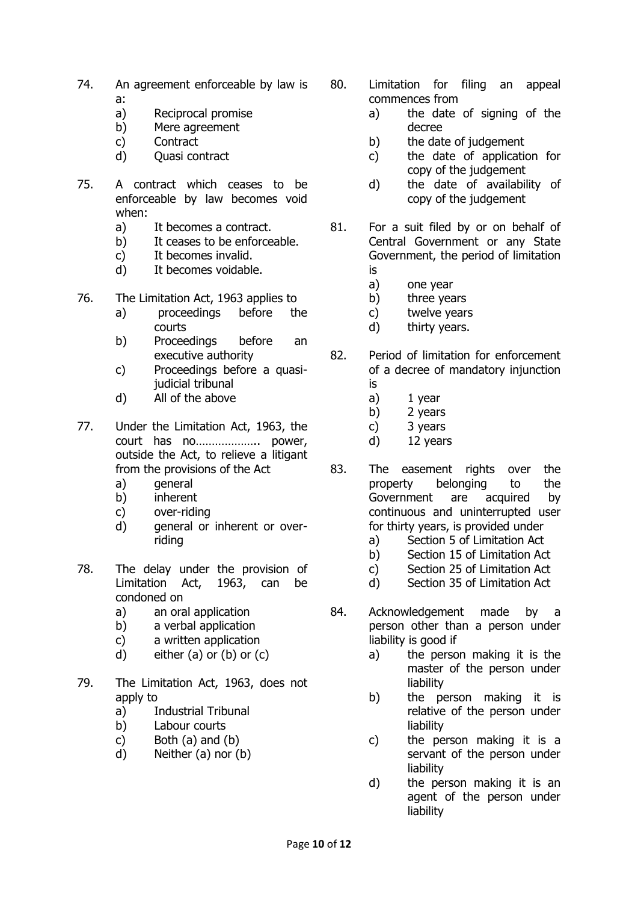74. An agreement enforceable by law is a:
    a) Reciprocal promise
    b) Mere agreement
    c) Contract
    d) Quasi contract

75. A contract which ceases to be enforceable by law becomes void when:
    a) It becomes a contract.
    b) It ceases to be enforceable.
    c) It becomes invalid.
    d) It becomes voidable.

76. The Limitation Act, 1963 applies to
    a) proceedings before the courts
    b) Proceedings before an executive authority
    c) Proceedings before a quasi-judicial tribunal
    d) All of the above

77. Under the Limitation Act, 1963, the court has no……………….. power, outside the Act, to relieve a litigant from the provisions of the Act
    a) general
    b) inherent
    c) over-riding
    d) general or inherent or over-riding

78. The delay under the provision of Limitation Act, 1963, can be condoned on
    a) an oral application
    b) a verbal application
    c) a written application
    d) either (a) or (b) or (c)

79. The Limitation Act, 1963, does not apply to
    a) Industrial Tribunal
    b) Labour courts
    c) Both (a) and (b)
    d) Neither (a) nor (b)

80. Limitation for filing an appeal commences from
    a) the date of signing of the decree
    b) the date of judgement
    c) the date of application for copy of the judgement
    d) the date of availability of copy of the judgement

81. For a suit filed by or on behalf of Central Government or any State Government, the period of limitation is
    a) one year
    b) three years
    c) twelve years
    d) thirty years.

82. Period of limitation for enforcement of a decree of mandatory injunction is
    a) 1 year
    b) 2 years
    c) 3 years
    d) 12 years

83. The easement rights over the property belonging to the Government are acquired by continuous and uninterrupted user for thirty years, is provided under
    a) Section 5 of Limitation Act
    b) Section 15 of Limitation Act
    c) Section 25 of Limitation Act
    d) Section 35 of Limitation Act

84. Acknowledgement made by a person other than a person under liability is good if
    a) the person making it is the master of the person under liability
    b) the person making it is relative of the person under liability
    c) the person making it is a servant of the person under liability
    d) the person making it is an agent of the person under liability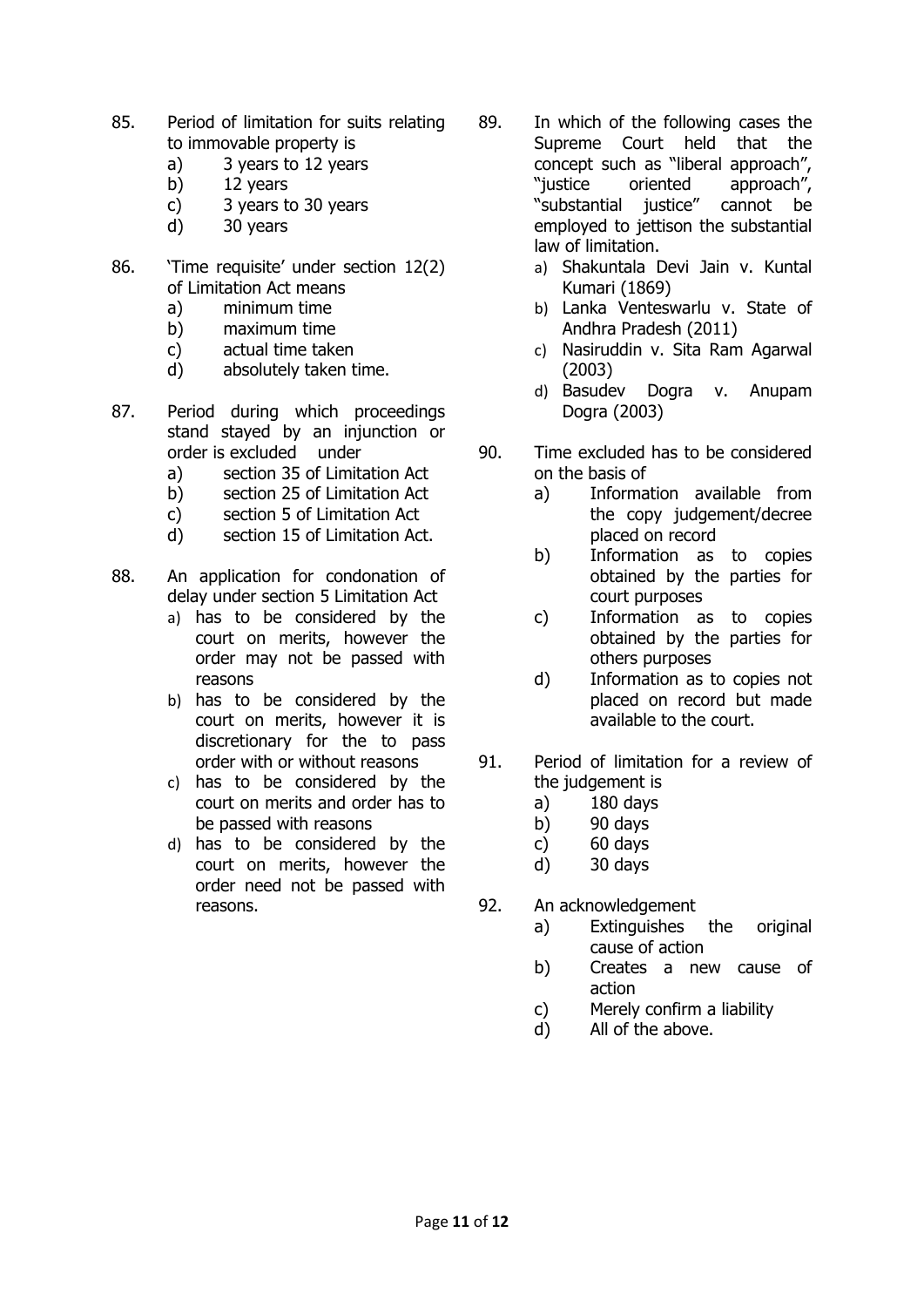85. Period of limitation for suits relating to immovable property is
    a) 3 years to 12 years
    b) 12 years
    c) 3 years to 30 years
    d) 30 years

86. 'Time requisite' under section 12(2) of Limitation Act means
    a) minimum time
    b) maximum time
    c) actual time taken
    d) absolutely taken time.

87. Period during which proceedings stand stayed by an injunction or order is excluded under
    a) section 35 of Limitation Act
    b) section 25 of Limitation Act
    c) section 5 of Limitation Act
    d) section 15 of Limitation Act.

88. An application for condonation of delay under section 5 Limitation Act
    a) has to be considered by the court on merits, however the order may not be passed with reasons
    b) has to be considered by the court on merits, however it is discretionary for the to pass order with or without reasons
    c) has to be considered by the court on merits and order has to be passed with reasons
    d) has to be considered by the court on merits, however the order need not be passed with reasons.

89. In which of the following cases the Supreme Court held that the concept such as "liberal approach", "justice oriented approach", "substantial justice" cannot be employed to jettison the substantial law of limitation.
    a) Shakuntala Devi Jain v. Kuntal Kumari (1869)
    b) Lanka Venteswarlu v. State of Andhra Pradesh (2011)
    c) Nasiruddin v. Sita Ram Agarwal (2003)
    d) Basudev Dogra v. Anupam Dogra (2003)

90. Time excluded has to be considered on the basis of
    a) Information available from the copy judgement/decree placed on record
    b) Information as to copies obtained by the parties for court purposes
    c) Information as to copies obtained by the parties for others purposes
    d) Information as to copies not placed on record but made available to the court.

91. Period of limitation for a review of the judgement is
    a) 180 days
    b) 90 days
    c) 60 days
    d) 30 days

92. An acknowledgement
    a) Extinguishes the original cause of action
    b) Creates a new cause of action
    c) Merely confirm a liability
    d) All of the above.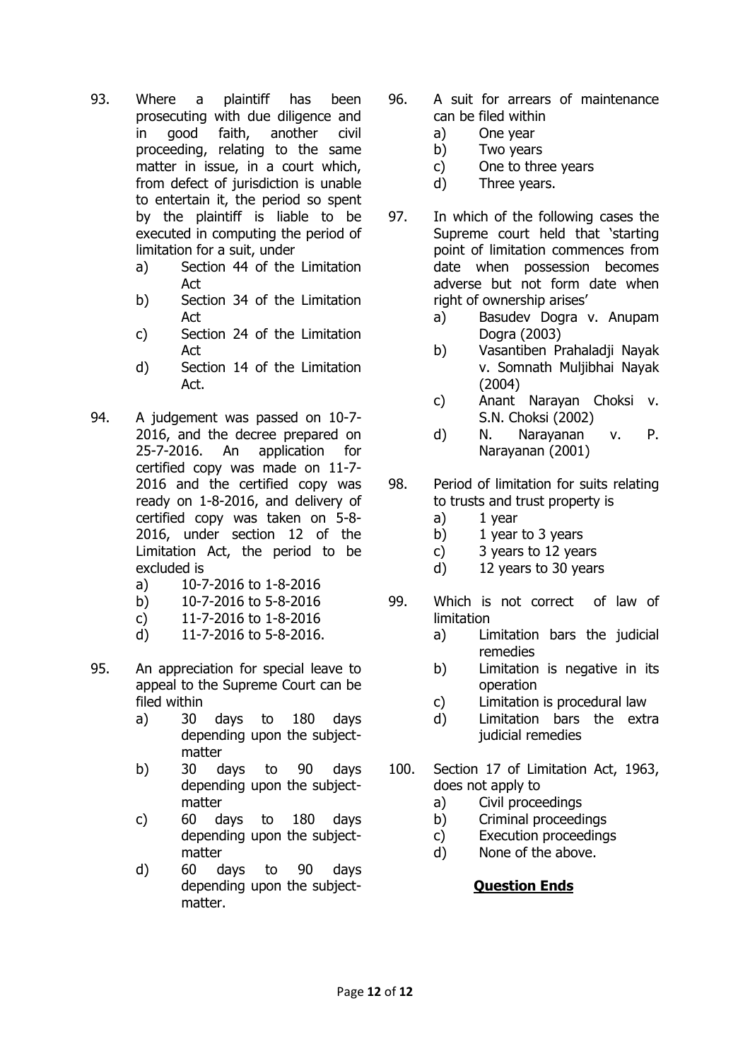93. Where a plaintiff has been prosecuting with due diligence and in good faith, another civil proceeding, relating to the same matter in issue, in a court which, from defect of jurisdiction is unable to entertain it, the period so spent by the plaintiff is liable to be executed in computing the period of limitation for a suit, under
    a) Section 44 of the Limitation Act
    b) Section 34 of the Limitation Act
    c) Section 24 of the Limitation Act
    d) Section 14 of the Limitation Act.

94. A judgement was passed on 10-7-2016, and the decree prepared on 25-7-2016. An application for certified copy was made on 11-7-2016 and the certified copy was ready on 1-8-2016, and delivery of certified copy was taken on 5-8-2016, under section 12 of the Limitation Act, the period to be excluded is
    a) 10-7-2016 to 1-8-2016
    b) 10-7-2016 to 5-8-2016
    c) 11-7-2016 to 1-8-2016
    d) 11-7-2016 to 5-8-2016.

95. An appreciation for special leave to appeal to the Supreme Court can be filed within
    a) 30 days to 180 days depending upon the subject-matter
    b) 30 days to 90 days depending upon the subject-matter
    c) 60 days to 180 days depending upon the subject-matter
    d) 60 days to 90 days depending upon the subject-matter.

96. A suit for arrears of maintenance can be filed within
    a) One year
    b) Two years
    c) One to three years
    d) Three years.

97. In which of the following cases the Supreme court held that 'starting point of limitation commences from date when possession becomes adverse but not form date when right of ownership arises'
    a) Basudev Dogra v. Anupam Dogra (2003)
    b) Vasantiben Prahaladji Nayak v. Somnath Muljibhai Nayak (2004)
    c) Anant Narayan Choksi v. S.N. Choksi (2002)
    d) N. Narayanan v. P. Narayanan (2001)

98. Period of limitation for suits relating to trusts and trust property is
    a) 1 year
    b) 1 year to 3 years
    c) 3 years to 12 years
    d) 12 years to 30 years

99. Which is not correct of law of limitation
    a) Limitation bars the judicial remedies
    b) Limitation is negative in its operation
    c) Limitation is procedural law
    d) Limitation bars the extra judicial remedies

100. Section 17 of Limitation Act, 1963, does not apply to
    a) Civil proceedings
    b) Criminal proceedings
    c) Execution proceedings
    d) None of the above.

**<u>Question Ends</u>**